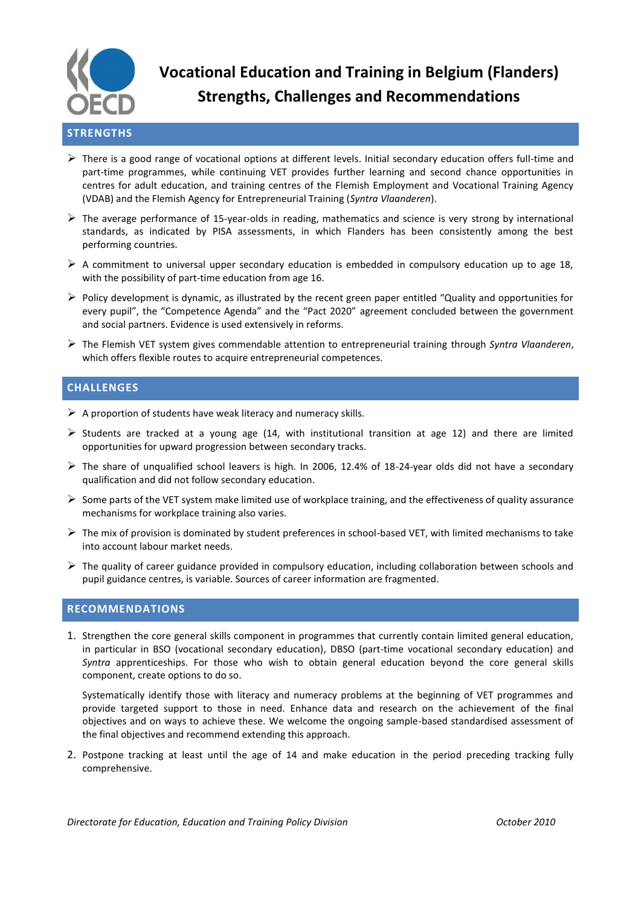# Vocational Education and Training in Belgium (Flanders)
# Strengths, Challenges and Recommendations

## STRENGTHS

- There is a good range of vocational options at different levels. Initial secondary education offers full-time and part-time programmes, while continuing VET provides further learning and second chance opportunities in centres for adult education, and training centres of the Flemish Employment and Vocational Training Agency (VDAB) and the Flemish Agency for Entrepreneurial Training (*Syntra Vlaanderen*).
- The average performance of 15-year-olds in reading, mathematics and science is very strong by international standards, as indicated by PISA assessments, in which Flanders has been consistently among the best performing countries.
- A commitment to universal upper secondary education is embedded in compulsory education up to age 18, with the possibility of part-time education from age 16.
- Policy development is dynamic, as illustrated by the recent green paper entitled "Quality and opportunities for every pupil", the "Competence Agenda" and the "Pact 2020" agreement concluded between the government and social partners. Evidence is used extensively in reforms.
- The Flemish VET system gives commendable attention to entrepreneurial training through *Syntra Vlaanderen*, which offers flexible routes to acquire entrepreneurial competences.

## CHALLENGES

- A proportion of students have weak literacy and numeracy skills.
- Students are tracked at a young age (14, with institutional transition at age 12) and there are limited opportunities for upward progression between secondary tracks.
- The share of unqualified school leavers is high. In 2006, 12.4% of 18-24-year olds did not have a secondary qualification and did not follow secondary education.
- Some parts of the VET system make limited use of workplace training, and the effectiveness of quality assurance mechanisms for workplace training also varies.
- The mix of provision is dominated by student preferences in school-based VET, with limited mechanisms to take into account labour market needs.
- The quality of career guidance provided in compulsory education, including collaboration between schools and pupil guidance centres, is variable. Sources of career information are fragmented.

## RECOMMENDATIONS

1. Strengthen the core general skills component in programmes that currently contain limited general education, in particular in BSO (vocational secondary education), DBSO (part-time vocational secondary education) and *Syntra* apprenticeships. For those who wish to obtain general education beyond the core general skills component, create options to do so.

   Systematically identify those with literacy and numeracy problems at the beginning of VET programmes and provide targeted support to those in need. Enhance data and research on the achievement of the final objectives and on ways to achieve these. We welcome the ongoing sample-based standardised assessment of the final objectives and recommend extending this approach.

2. Postpone tracking at least until the age of 14 and make education in the period preceding tracking fully comprehensive.

*Directorate for Education, Education and Training Policy Division* *October 2010*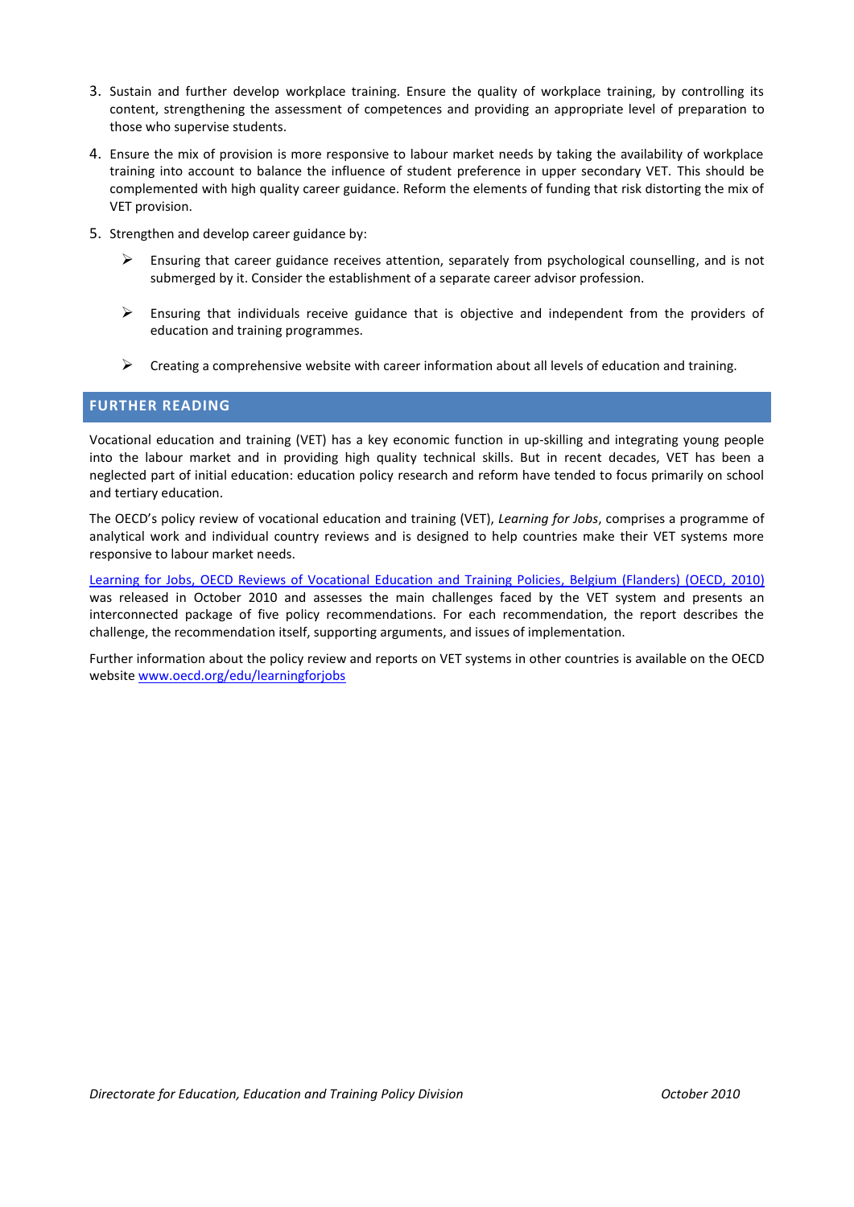3. Sustain and further develop workplace training. Ensure the quality of workplace training, by controlling its content, strengthening the assessment of competences and providing an appropriate level of preparation to those who supervise students.

4. Ensure the mix of provision is more responsive to labour market needs by taking the availability of workplace training into account to balance the influence of student preference in upper secondary VET. This should be complemented with high quality career guidance. Reform the elements of funding that risk distorting the mix of VET provision.

5. Strengthen and develop career guidance by:

   - Ensuring that career guidance receives attention, separately from psychological counselling, and is not submerged by it. Consider the establishment of a separate career advisor profession.

   - Ensuring that individuals receive guidance that is objective and independent from the providers of education and training programmes.

   - Creating a comprehensive website with career information about all levels of education and training.

## FURTHER READING

Vocational education and training (VET) has a key economic function in up-skilling and integrating young people into the labour market and in providing high quality technical skills. But in recent decades, VET has been a neglected part of initial education: education policy research and reform have tended to focus primarily on school and tertiary education.

The OECD's policy review of vocational education and training (VET), *Learning for Jobs*, comprises a programme of analytical work and individual country reviews and is designed to help countries make their VET systems more responsive to labour market needs.

Learning for Jobs, OECD Reviews of Vocational Education and Training Policies, Belgium (Flanders) (OECD, 2010) was released in October 2010 and assesses the main challenges faced by the VET system and presents an interconnected package of five policy recommendations. For each recommendation, the report describes the challenge, the recommendation itself, supporting arguments, and issues of implementation.

Further information about the policy review and reports on VET systems in other countries is available on the OECD website www.oecd.org/edu/learningforjobs

*Directorate for Education, Education and Training Policy Division* *October 2010*